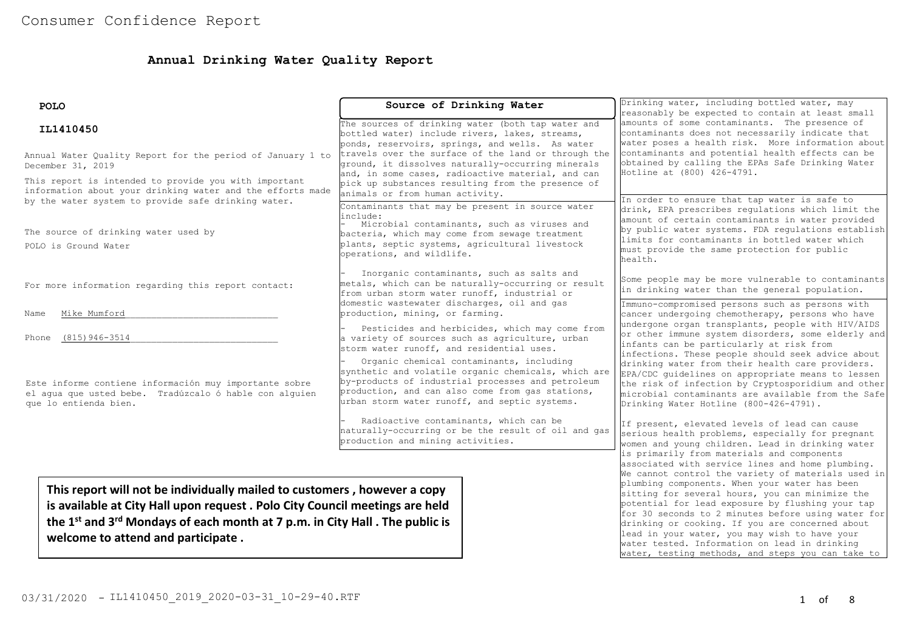# Consumer Confidence Report

## Annual Drinking Water Quality Report

**POLO**

**IL1410450**

Annual Water Quality Report for the period of January 1 to December 31, 2019

This report is intended to provide you with important information about your drinking water and the efforts made by the water system to provide safe drinking water.

The source of drinking water used by POLO is Ground Water

For more information regarding this report contact:

Name Mike Mumford

Phone (815)946-3514

Este informe contiene información muy importante sobre el agua que usted bebe. Tradúzcalo ó hable con alguien que lo entienda bien.

**This report will not be individually mailed to customers , however a copy is available at City Hall upon request . Polo City Council meetings are held the 1st and 3rd Mondays of each month at 7 p.m. in City Hall . The public is welcome to attend and participate .**

### Source of Drinking Water

The sources of drinking water (both tap water and bottled water) include rivers, lakes, streams, ponds, reservoirs, springs, and wells. As water travels over the surface of the land or through the ground, it dissolves naturally-occurring minerals and, in some cases, radioactive material, and can pick up substances resulting from the presence of animals or from human activity.

Contaminants that may be present in source water include:

- Microbial contaminants, such as viruses and bacteria, which may come from sewage treatment plants, septic systems, agricultural livestock operations, and wildlife.
- Inorganic contaminants, such as salts and metals, which can be naturally-occurring or result from urban storm water runoff, industrial or domestic wastewater discharges, oil and gas production, mining, or farming.
- Pesticides and herbicides, which may come from a variety of sources such as agriculture, urban storm water runoff, and residential uses.
- Organic chemical contaminants, including synthetic and volatile organic chemicals, which are by-products of industrial processes and petroleum production, and can also come from gas stations, urban storm water runoff, and septic systems.
- Radioactive contaminants, which can be naturally-occurring or be the result of oil and gas production and mining activities.

Drinking water, including bottled water, may reasonably be expected to contain at least small amounts of some contaminants. The presence of contaminants does not necessarily indicate that water poses a health risk. More information about contaminants and potential health effects can be obtained by calling the EPAs Safe Drinking Water Hotline at (800) 426-4791.

In order to ensure that tap water is safe to drink, EPA prescribes regulations which limit the amount of certain contaminants in water provided by public water systems. FDA regulations establish limits for contaminants in bottled water which must provide the same protection for public health.

Some people may be more vulnerable to contaminants in drinking water than the general population.

Immuno-compromised persons such as persons with cancer undergoing chemotherapy, persons who have undergone organ transplants, people with HIV/AIDS or other immune system disorders, some elderly and infants can be particularly at risk from infections. These people should seek advice about drinking water from their health care providers. EPA/CDC guidelines on appropriate means to lessen the risk of infection by Cryptosporidium and other microbial contaminants are available from the Safe Drinking Water Hotline (800-426-4791).

If present, elevated levels of lead can cause serious health problems, especially for pregnant women and young children. Lead in drinking water is primarily from materials and components associated with service lines and home plumbing. We cannot control the variety of materials used in plumbing components. When your water has been sitting for several hours, you can minimize the potential for lead exposure by flushing your tap for 30 seconds to 2 minutes before using water for drinking or cooking. If you are concerned about lead in your water, you may wish to have your water tested. Information on lead in drinking water, testing methods, and steps you can take to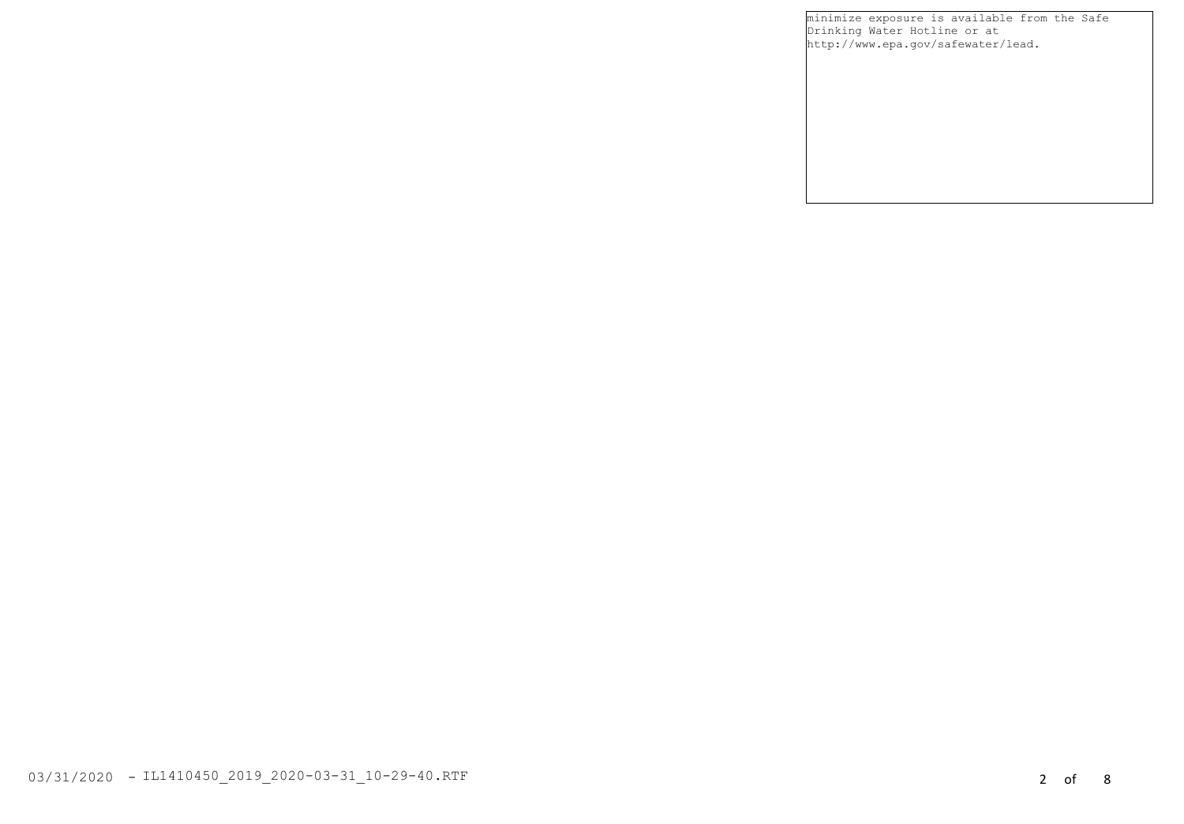minimize exposure is available from the Safe Drinking Water Hotline or at http://www.epa.gov/safewater/lead.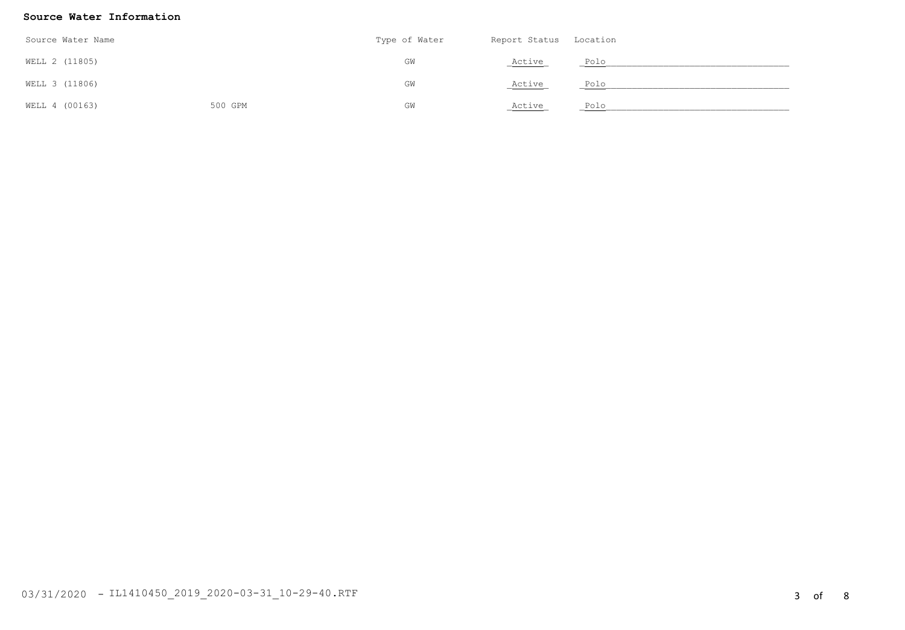**Source Water Information**

| Source Water Name | | Type of Water | Report Status | Location |
|---|---|---|---|---|
| WELL 2 (11805) | | GW | Active | Polo |
| WELL 3 (11806) | | GW | Active | Polo |
| WELL 4 (00163) | 500 GPM | GW | Active | Polo |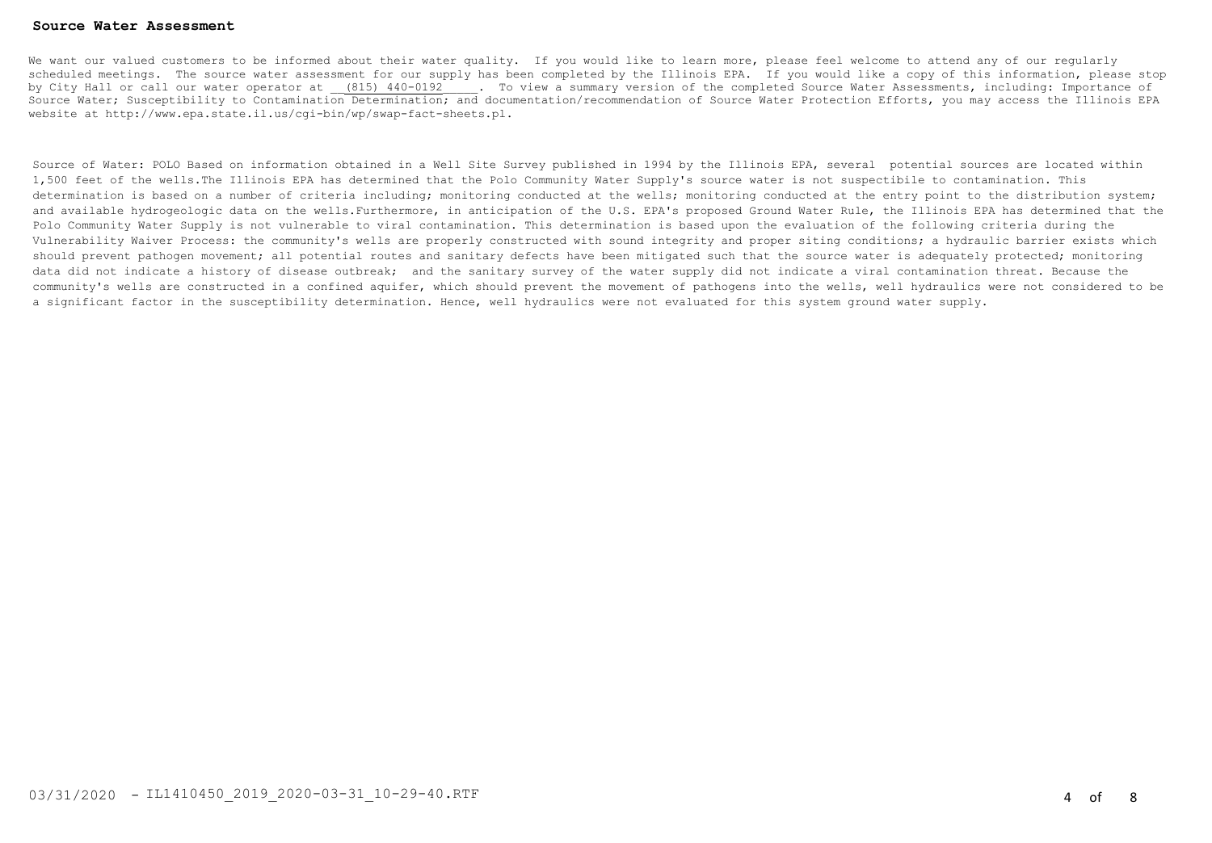## Source Water Assessment

We want our valued customers to be informed about their water quality. If you would like to learn more, please feel welcome to attend any of our regularly scheduled meetings. The source water assessment for our supply has been completed by the Illinois EPA. If you would like a copy of this information, please stop by City Hall or call our water operator at __(815) 440-0192_____. To view a summary version of the completed Source Water Assessments, including: Importance of Source Water; Susceptibility to Contamination Determination; and documentation/recommendation of Source Water Protection Efforts, you may access the Illinois EPA website at http://www.epa.state.il.us/cgi-bin/wp/swap-fact-sheets.pl.

Source of Water: POLO Based on information obtained in a Well Site Survey published in 1994 by the Illinois EPA, several potential sources are located within 1,500 feet of the wells.The Illinois EPA has determined that the Polo Community Water Supply's source water is not suspectibile to contamination. This determination is based on a number of criteria including; monitoring conducted at the wells; monitoring conducted at the entry point to the distribution system; and available hydrogeologic data on the wells.Furthermore, in anticipation of the U.S. EPA's proposed Ground Water Rule, the Illinois EPA has determined that the Polo Community Water Supply is not vulnerable to viral contamination. This determination is based upon the evaluation of the following criteria during the Vulnerability Waiver Process: the community's wells are properly constructed with sound integrity and proper siting conditions; a hydraulic barrier exists which should prevent pathogen movement; all potential routes and sanitary defects have been mitigated such that the source water is adequately protected; monitoring data did not indicate a history of disease outbreak; and the sanitary survey of the water supply did not indicate a viral contamination threat. Because the community's wells are constructed in a confined aquifer, which should prevent the movement of pathogens into the wells, well hydraulics were not considered to be a significant factor in the susceptibility determination. Hence, well hydraulics were not evaluated for this system ground water supply.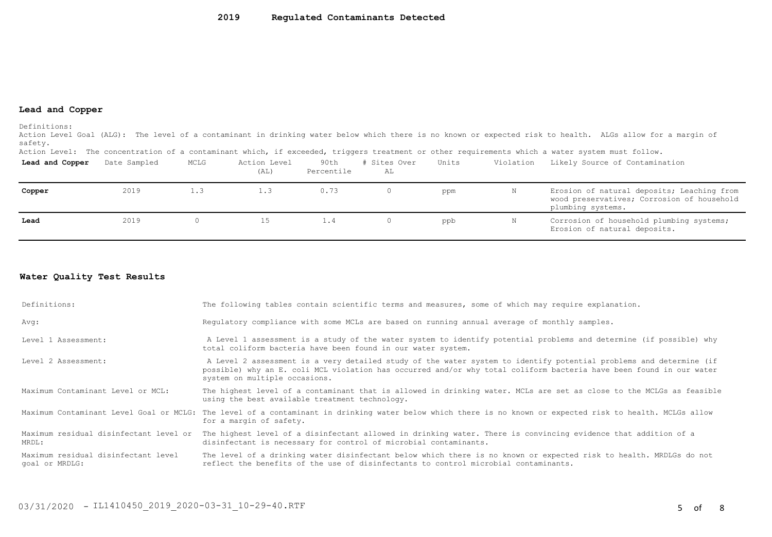# 2019 Regulated Contaminants Detected

## Lead and Copper

Definitions:
Action Level Goal (ALG): The level of a contaminant in drinking water below which there is no known or expected risk to health. ALGs allow for a margin of safety.
Action Level: The concentration of a contaminant which, if exceeded, triggers treatment or other requirements which a water system must follow.

| Lead and Copper | Date Sampled | MCLG | Action Level (AL) | 90th Percentile | # Sites Over AL | Units | Violation | Likely Source of Contamination |
|---|---|---|---|---|---|---|---|---|
| **Copper** | 2019 | 1.3 | 1.3 | 0.73 | 0 | ppm | N | Erosion of natural deposits; Leaching from wood preservatives; Corrosion of household plumbing systems. |
| **Lead** | 2019 | 0 | 15 | 1.4 | 0 | ppb | N | Corrosion of household plumbing systems; Erosion of natural deposits. |

## Water Quality Test Results

| | |
|---|---|
| Definitions: | The following tables contain scientific terms and measures, some of which may require explanation. |
| Avg: | Regulatory compliance with some MCLs are based on running annual average of monthly samples. |
| Level 1 Assessment: | A Level 1 assessment is a study of the water system to identify potential problems and determine (if possible) why total coliform bacteria have been found in our water system. |
| Level 2 Assessment: | A Level 2 assessment is a very detailed study of the water system to identify potential problems and determine (if possible) why an E. coli MCL violation has occurred and/or why total coliform bacteria have been found in our water system on multiple occasions. |
| Maximum Contaminant Level or MCL: | The highest level of a contaminant that is allowed in drinking water. MCLs are set as close to the MCLGs as feasible using the best available treatment technology. |
| Maximum Contaminant Level Goal or MCLG: | The level of a contaminant in drinking water below which there is no known or expected risk to health. MCLGs allow for a margin of safety. |
| Maximum residual disinfectant level or MRDL: | The highest level of a disinfectant allowed in drinking water. There is convincing evidence that addition of a disinfectant is necessary for control of microbial contaminants. |
| Maximum residual disinfectant level goal or MRDLG: | The level of a drinking water disinfectant below which there is no known or expected risk to health. MRDLGs do not reflect the benefits of the use of disinfectants to control microbial contaminants. |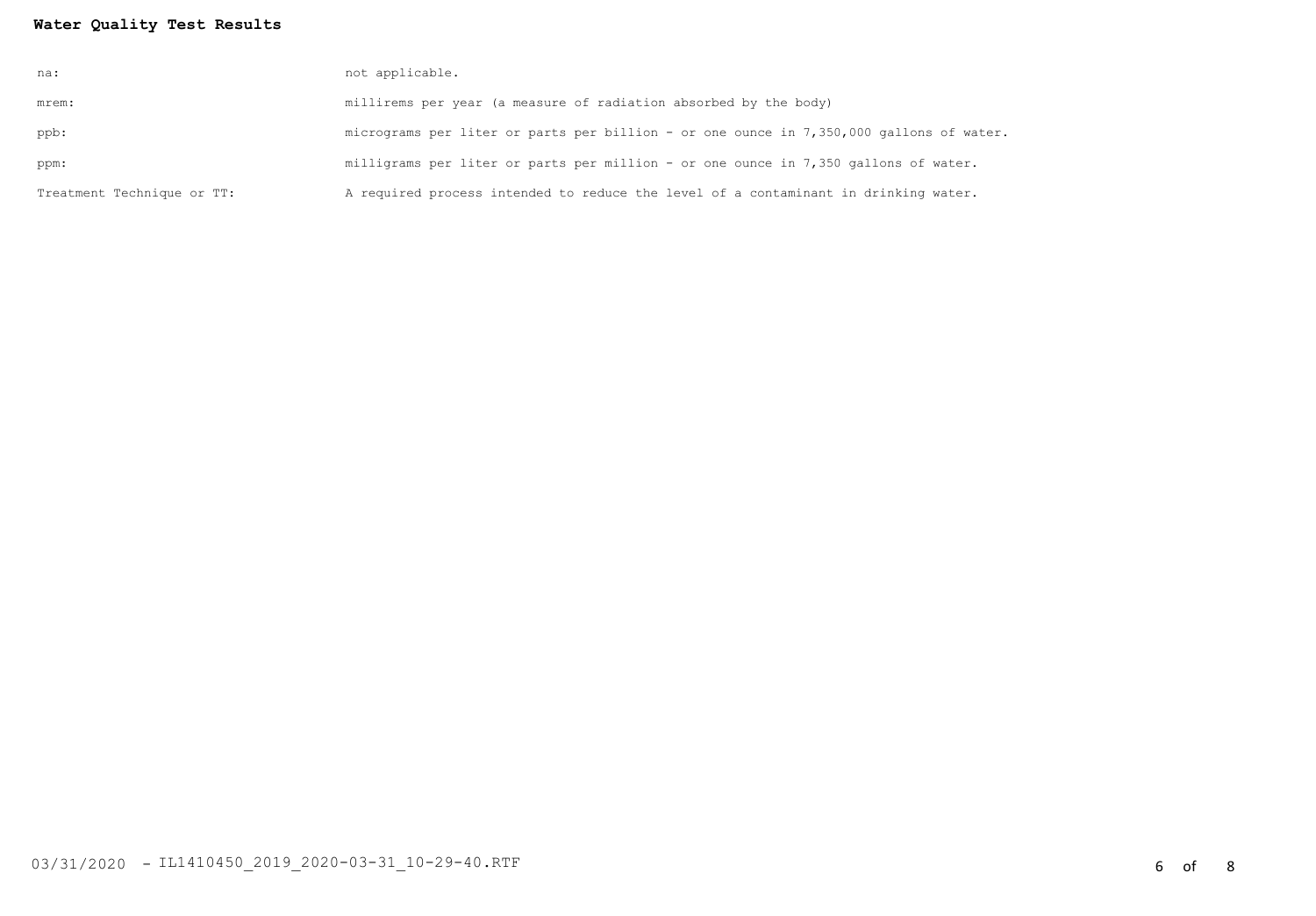**Water Quality Test Results**

| | |
|---|---|
| na: | not applicable. |
| mrem: | millirems per year (a measure of radiation absorbed by the body) |
| ppb: | micrograms per liter or parts per billion - or one ounce in 7,350,000 gallons of water. |
| ppm: | milligrams per liter or parts per million - or one ounce in 7,350 gallons of water. |
| Treatment Technique or TT: | A required process intended to reduce the level of a contaminant in drinking water. |

03/31/2020 - IL1410450_2019_2020-03-31_10-29-40.RTF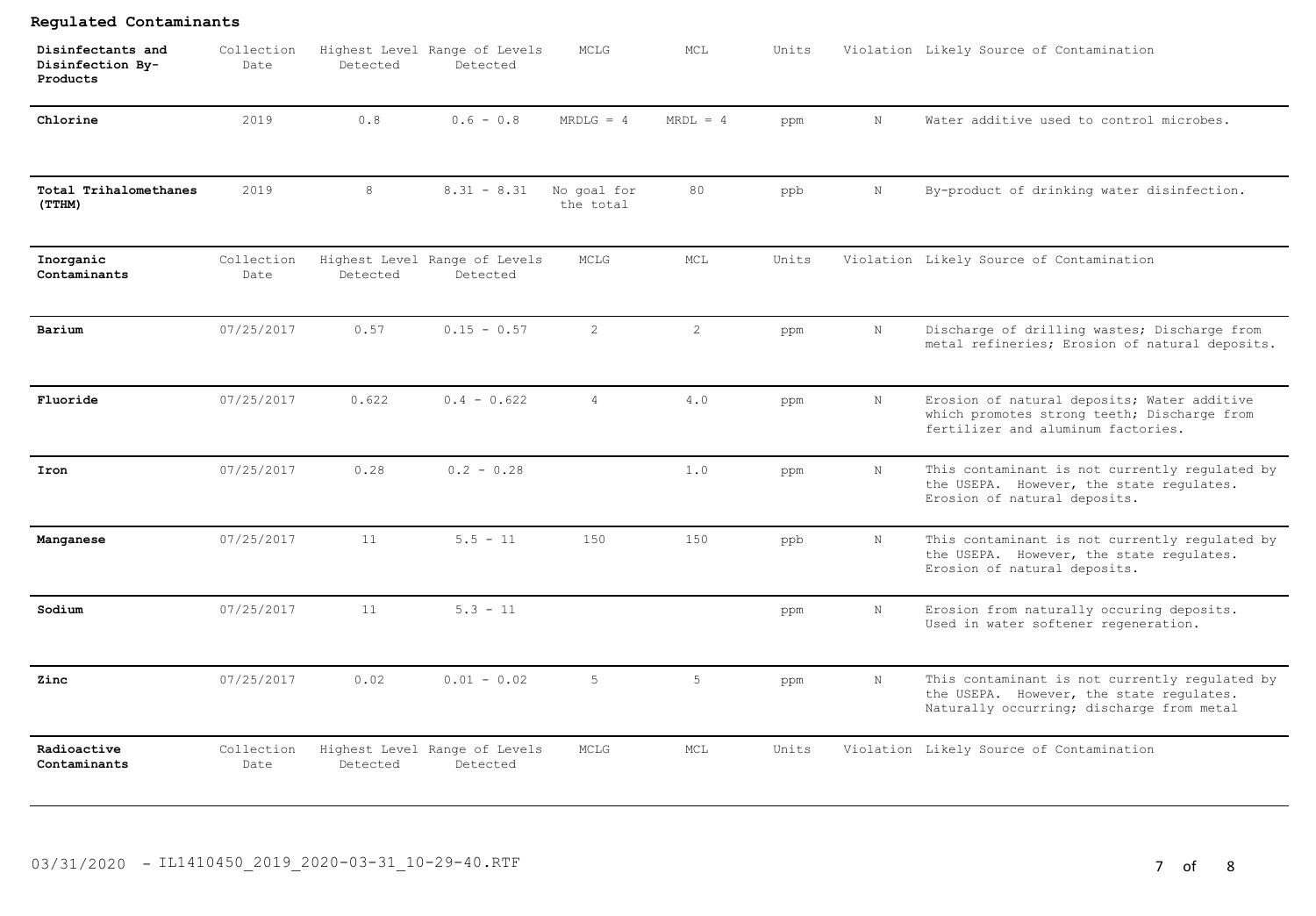## Regulated Contaminants

| Disinfectants and Disinfection By-Products | Collection Date | Highest Level Detected | Range of Levels Detected | MCLG | MCL | Units | Violation | Likely Source of Contamination |
|---|---|---|---|---|---|---|---|---|
| **Chlorine** | 2019 | 0.8 | 0.6 - 0.8 | MRDLG = 4 | MRDL = 4 | ppm | N | Water additive used to control microbes. |
| **Total Trihalomethanes (TTHM)** | 2019 | 8 | 8.31 - 8.31 | No goal for the total | 80 | ppb | N | By-product of drinking water disinfection. |

| Inorganic Contaminants | Collection Date | Highest Level Detected | Range of Levels Detected | MCLG | MCL | Units | Violation | Likely Source of Contamination |
|---|---|---|---|---|---|---|---|---|
| **Barium** | 07/25/2017 | 0.57 | 0.15 - 0.57 | 2 | 2 | ppm | N | Discharge of drilling wastes; Discharge from metal refineries; Erosion of natural deposits. |
| **Fluoride** | 07/25/2017 | 0.622 | 0.4 - 0.622 | 4 | 4.0 | ppm | N | Erosion of natural deposits; Water additive which promotes strong teeth; Discharge from fertilizer and aluminum factories. |
| **Iron** | 07/25/2017 | 0.28 | 0.2 - 0.28 | | 1.0 | ppm | N | This contaminant is not currently regulated by the USEPA. However, the state regulates. Erosion of natural deposits. |
| **Manganese** | 07/25/2017 | 11 | 5.5 - 11 | 150 | 150 | ppb | N | This contaminant is not currently regulated by the USEPA. However, the state regulates. Erosion of natural deposits. |
| **Sodium** | 07/25/2017 | 11 | 5.3 - 11 | | | ppm | N | Erosion from naturally occuring deposits. Used in water softener regeneration. |
| **Zinc** | 07/25/2017 | 0.02 | 0.01 - 0.02 | 5 | 5 | ppm | N | This contaminant is not currently regulated by the USEPA. However, the state regulates. Naturally occurring; discharge from metal |

| Radioactive Contaminants | Collection Date | Highest Level Detected | Range of Levels Detected | MCLG | MCL | Units | Violation | Likely Source of Contamination |
|---|---|---|---|---|---|---|---|---|

03/31/2020 - IL1410450_2019_2020-03-31_10-29-40.RTF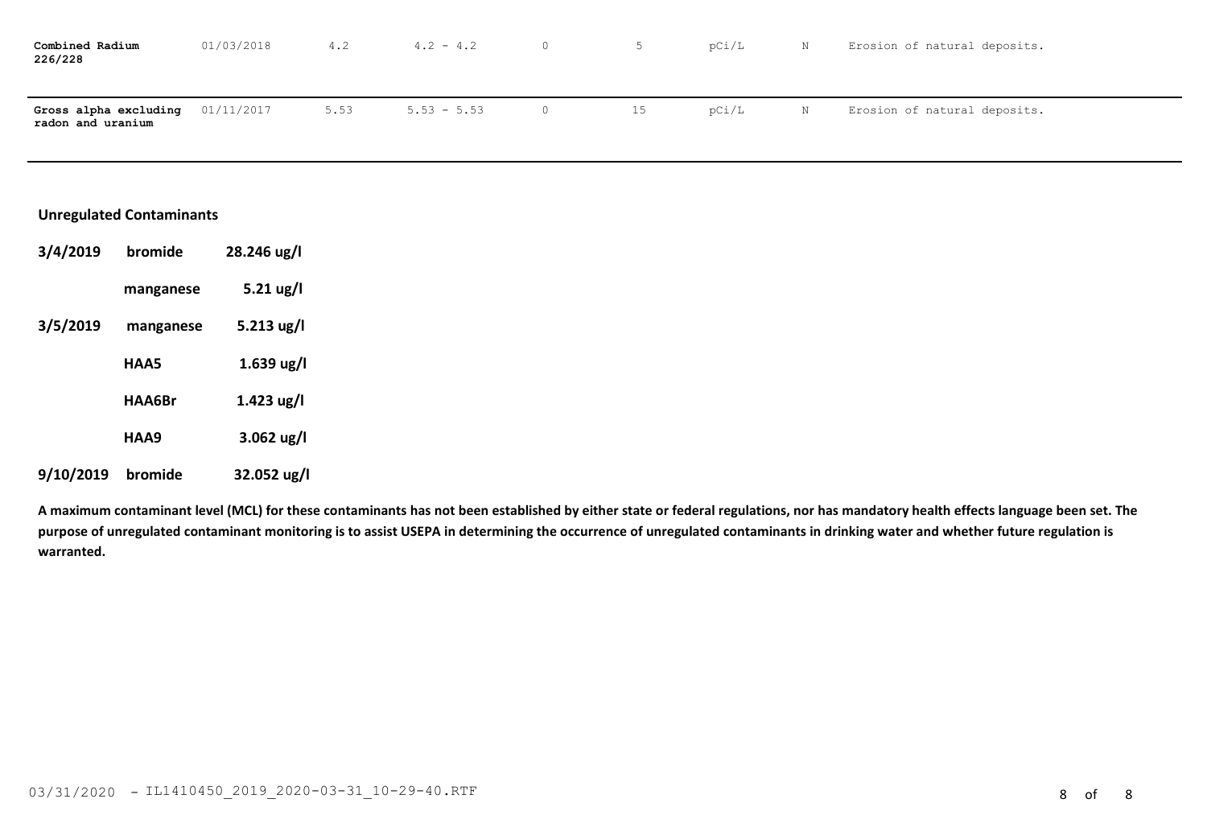| | | | | | | | | |
|---|---|---|---|---|---|---|---|---|
| **Combined Radium 226/228** | 01/03/2018 | 4.2 | 4.2 - 4.2 | 0 | 5 | pCi/L | N | Erosion of natural deposits. |
| **Gross alpha excluding radon and uranium** | 01/11/2017 | 5.53 | 5.53 - 5.53 | 0 | 15 | pCi/L | N | Erosion of natural deposits. |

**Unregulated Contaminants**

| | | |
|---|---|---|
| **3/4/2019** | **bromide** | **28.246 ug/l** |
| | **manganese** | **5.21 ug/l** |
| **3/5/2019** | **manganese** | **5.213 ug/l** |
| | **HAA5** | **1.639 ug/l** |
| | **HAA6Br** | **1.423 ug/l** |
| | **HAA9** | **3.062 ug/l** |
| **9/10/2019** | **bromide** | **32.052 ug/l** |

**A maximum contaminant level (MCL) for these contaminants has not been established by either state or federal regulations, nor has mandatory health effects language been set. The purpose of unregulated contaminant monitoring is to assist USEPA in determining the occurrence of unregulated contaminants in drinking water and whether future regulation is warranted.**